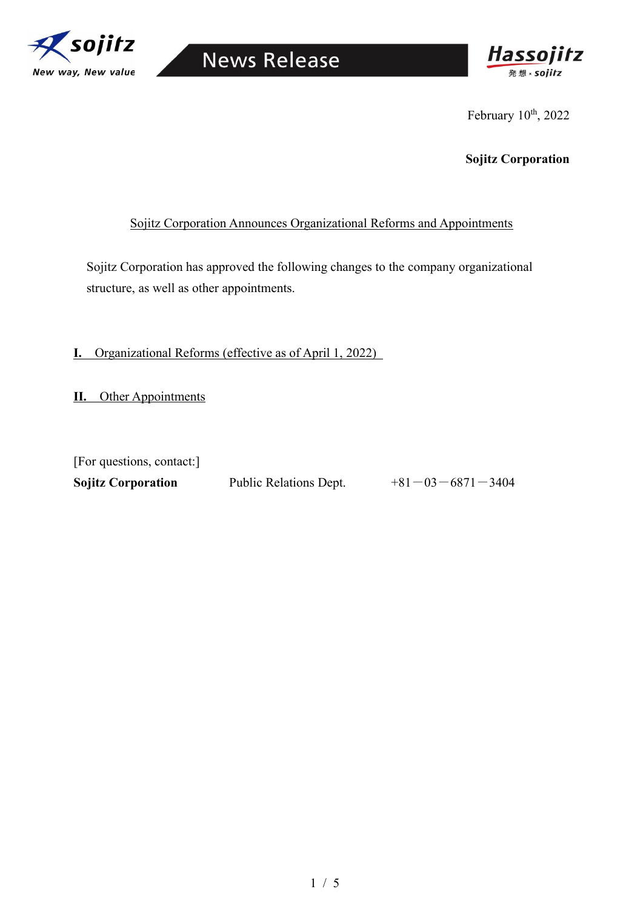February 10th, 2022

**Sojitz Corporation**

# Sojitz Corporation Announces Organizational Reforms and Appointments

Sojitz Corporation has approved the following changes to the company organizational structure, as well as other appointments.

## I. Organizational Reforms (effective as of April 1, 2022)

## II. Other Appointments

[For questions, contact:]

**Sojitz Corporation** Public Relations Dept. +81－03－6871－3404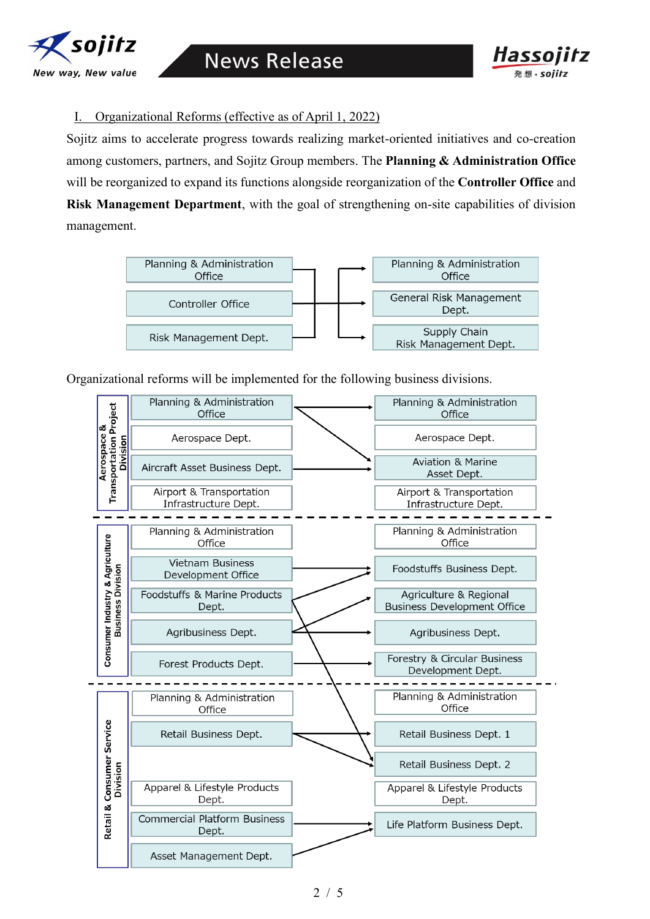## I. Organizational Reforms (effective as of April 1, 2022)

Sojitz aims to accelerate progress towards realizing market-oriented initiatives and co-creation among customers, partners, and Sojitz Group members. The **Planning & Administration Office** will be reorganized to expand its functions alongside reorganization of the **Controller Office** and **Risk Management Department**, with the goal of strengthening on-site capabilities of division management.

| Before | After |
|---|---|
| Planning & Administration Office | Planning & Administration Office |
| Controller Office | General Risk Management Dept. |
| Risk Management Dept. | Supply Chain Risk Management Dept. |

Organizational reforms will be implemented for the following business divisions.

| Division | Before | After |
|---|---|---|
| Aerospace & Transportation Project Division | Planning & Administration Office | Planning & Administration Office |
| | Aerospace Dept. | Aerospace Dept. |
| | Aircraft Asset Business Dept. | Aviation & Marine Asset Dept. |
| | Airport & Transportation Infrastructure Dept. | Airport & Transportation Infrastructure Dept. |
| Consumer Industry & Agriculture Business Division | Planning & Administration Office | Planning & Administration Office |
| | Vietnam Business Development Office | Foodstuffs Business Dept. |
| | Foodstuffs & Marine Products Dept. | Agriculture & Regional Business Development Office |
| | Agribusiness Dept. | Agribusiness Dept. |
| | Forest Products Dept. | Forestry & Circular Business Development Dept. |
| Retail & Consumer Service Division | Planning & Administration Office | Planning & Administration Office |
| | Retail Business Dept. | Retail Business Dept. 1 |
| | | Retail Business Dept. 2 |
| | Apparel & Lifestyle Products Dept. | Apparel & Lifestyle Products Dept. |
| | Commercial Platform Business Dept. | Life Platform Business Dept. |
| | Asset Management Dept. | |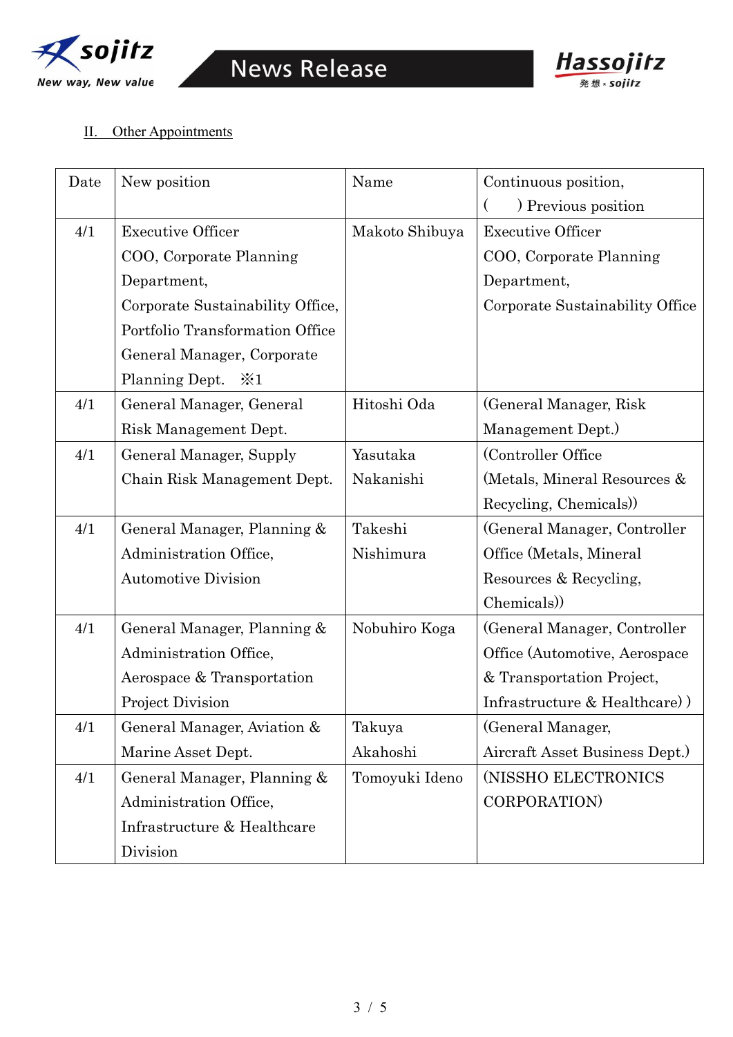## II. Other Appointments

| Date | New position | Name | Continuous position, ( ) Previous position |
|---|---|---|---|
| 4/1 | Executive Officer COO, Corporate Planning Department, Corporate Sustainability Office, Portfolio Transformation Office General Manager, Corporate Planning Dept. ※1 | Makoto Shibuya | Executive Officer COO, Corporate Planning Department, Corporate Sustainability Office |
| 4/1 | General Manager, General Risk Management Dept. | Hitoshi Oda | (General Manager, Risk Management Dept.) |
| 4/1 | General Manager, Supply Chain Risk Management Dept. | Yasutaka Nakanishi | (Controller Office (Metals, Mineral Resources & Recycling, Chemicals)) |
| 4/1 | General Manager, Planning & Administration Office, Automotive Division | Takeshi Nishimura | (General Manager, Controller Office (Metals, Mineral Resources & Recycling, Chemicals)) |
| 4/1 | General Manager, Planning & Administration Office, Aerospace & Transportation Project Division | Nobuhiro Koga | (General Manager, Controller Office (Automotive, Aerospace & Transportation Project, Infrastructure & Healthcare) ) |
| 4/1 | General Manager, Aviation & Marine Asset Dept. | Takuya Akahoshi | (General Manager, Aircraft Asset Business Dept.) |
| 4/1 | General Manager, Planning & Administration Office, Infrastructure & Healthcare Division | Tomoyuki Ideno | (NISSHO ELECTRONICS CORPORATION) |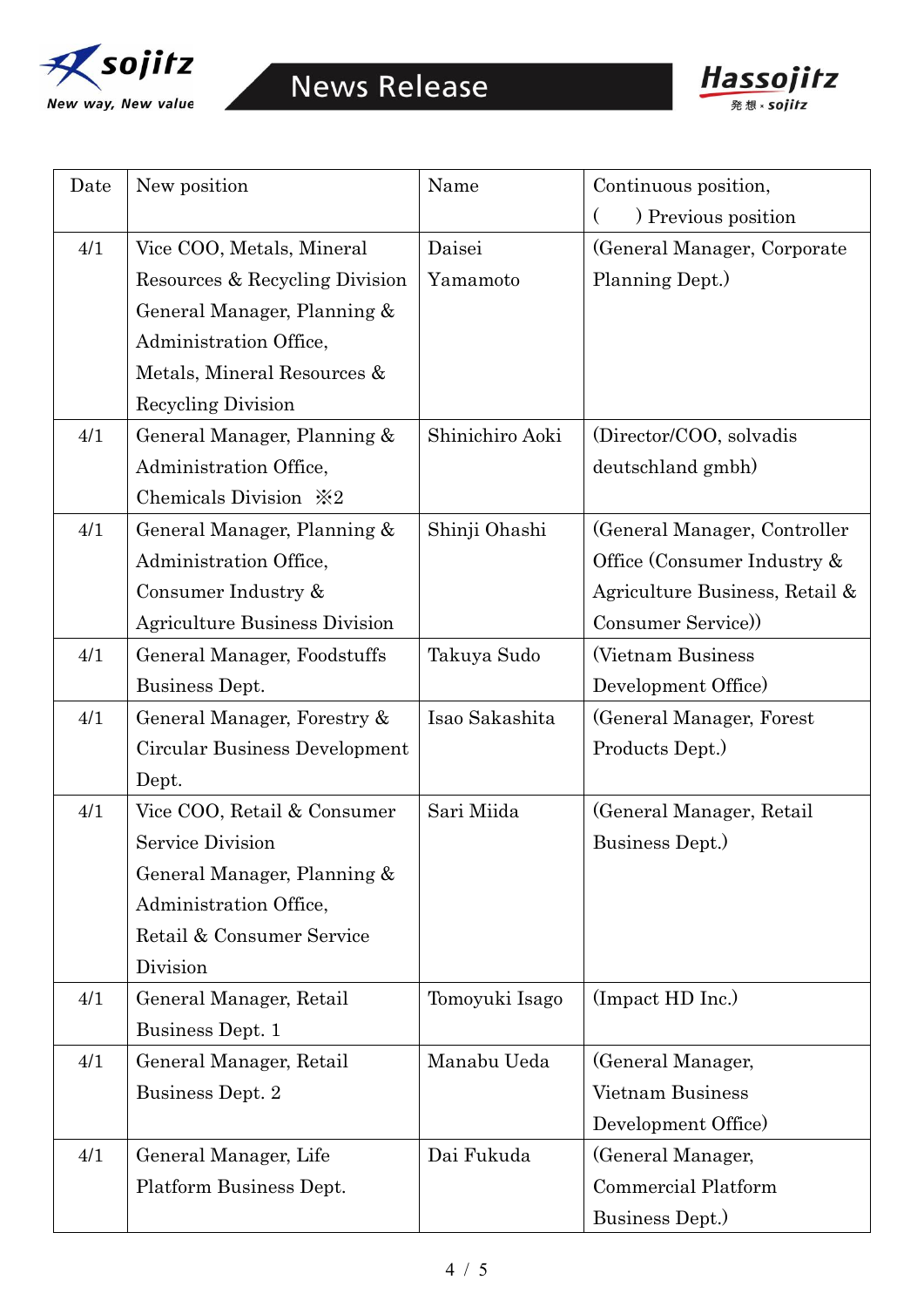| Date | New position | Name | Continuous position,<br>(　　) Previous position |
|---|---|---|---|
| 4/1 | Vice COO, Metals, Mineral Resources & Recycling Division<br>General Manager, Planning & Administration Office,<br>Metals, Mineral Resources & Recycling Division | Daisei Yamamoto | (General Manager, Corporate Planning Dept.) |
| 4/1 | General Manager, Planning & Administration Office,<br>Chemicals Division ※2 | Shinichiro Aoki | (Director/COO, solvadis deutschland gmbh) |
| 4/1 | General Manager, Planning & Administration Office,<br>Consumer Industry & Agriculture Business Division | Shinji Ohashi | (General Manager, Controller Office (Consumer Industry & Agriculture Business, Retail & Consumer Service)) |
| 4/1 | General Manager, Foodstuffs Business Dept. | Takuya Sudo | (Vietnam Business Development Office) |
| 4/1 | General Manager, Forestry & Circular Business Development Dept. | Isao Sakashita | (General Manager, Forest Products Dept.) |
| 4/1 | Vice COO, Retail & Consumer Service Division<br>General Manager, Planning & Administration Office,<br>Retail & Consumer Service Division | Sari Miida | (General Manager, Retail Business Dept.) |
| 4/1 | General Manager, Retail Business Dept. 1 | Tomoyuki Isago | (Impact HD Inc.) |
| 4/1 | General Manager, Retail Business Dept. 2 | Manabu Ueda | (General Manager, Vietnam Business Development Office) |
| 4/1 | General Manager, Life Platform Business Dept. | Dai Fukuda | (General Manager, Commercial Platform Business Dept.) |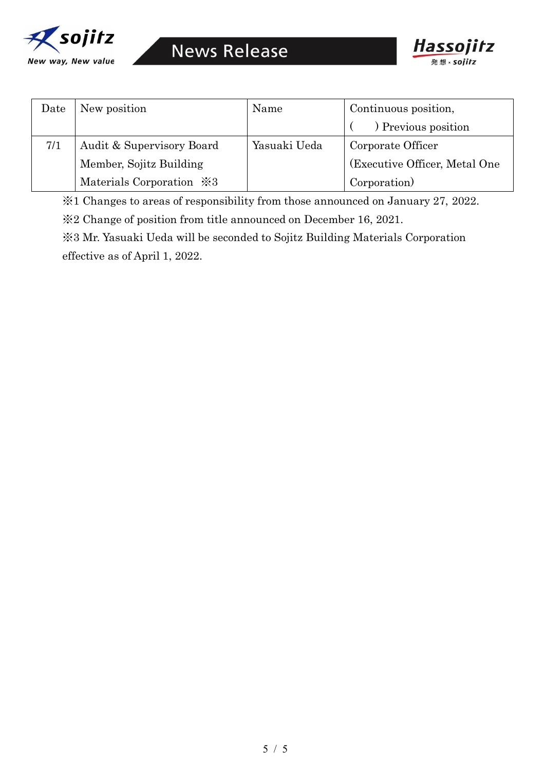| Date | New position | Name | Continuous position,<br>(　　) Previous position |
|---|---|---|---|
| 7/1 | Audit & Supervisory Board Member, Sojitz Building Materials Corporation ※3 | Yasuaki Ueda | Corporate Officer<br>(Executive Officer, Metal One Corporation) |

※1 Changes to areas of responsibility from those announced on January 27, 2022.

※2 Change of position from title announced on December 16, 2021.

※3 Mr. Yasuaki Ueda will be seconded to Sojitz Building Materials Corporation effective as of April 1, 2022.